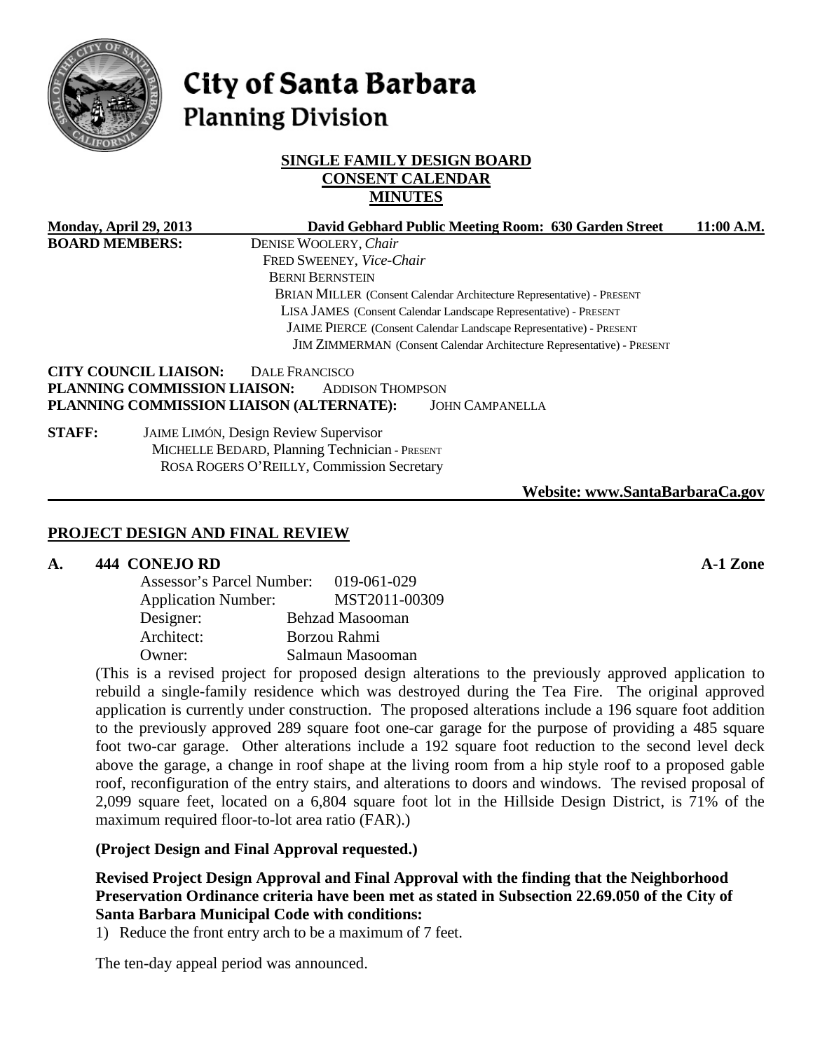# City of Santa Barbara
## Planning Division

**SINGLE FAMILY DESIGN BOARD**
**CONSENT CALENDAR**
**MINUTES**

**Monday, April 29, 2013** **David Gebhard Public Meeting Room: 630 Garden Street** **11:00 A.M.**

**BOARD MEMBERS:**
DENISE WOOLERY, *Chair*
FRED SWEENEY, *Vice-Chair*
BERNI BERNSTEIN
BRIAN MILLER (Consent Calendar Architecture Representative) - PRESENT
LISA JAMES (Consent Calendar Landscape Representative) - PRESENT
JAIME PIERCE (Consent Calendar Landscape Representative) - PRESENT
JIM ZIMMERMAN (Consent Calendar Architecture Representative) - PRESENT

**CITY COUNCIL LIAISON:** DALE FRANCISCO
**PLANNING COMMISSION LIAISON:** ADDISON THOMPSON
**PLANNING COMMISSION LIAISON (ALTERNATE):** JOHN CAMPANELLA

**STAFF:**
JAIME LIMÓN, Design Review Supervisor
MICHELLE BEDARD, Planning Technician - PRESENT
ROSA ROGERS O'REILLY, Commission Secretary

**Website: www.SantaBarbaraCa.gov**

## PROJECT DESIGN AND FINAL REVIEW

### A. 444 CONEJO RD — A-1 Zone

Assessor's Parcel Number: 019-061-029
Application Number: MST2011-00309
Designer: Behzad Masooman
Architect: Borzou Rahmi
Owner: Salmaun Masooman

(This is a revised project for proposed design alterations to the previously approved application to rebuild a single-family residence which was destroyed during the Tea Fire. The original approved application is currently under construction. The proposed alterations include a 196 square foot addition to the previously approved 289 square foot one-car garage for the purpose of providing a 485 square foot two-car garage. Other alterations include a 192 square foot reduction to the second level deck above the garage, a change in roof shape at the living room from a hip style roof to a proposed gable roof, reconfiguration of the entry stairs, and alterations to doors and windows. The revised proposal of 2,099 square feet, located on a 6,804 square foot lot in the Hillside Design District, is 71% of the maximum required floor-to-lot area ratio (FAR).)

**(Project Design and Final Approval requested.)**

**Revised Project Design Approval and Final Approval with the finding that the Neighborhood Preservation Ordinance criteria have been met as stated in Subsection 22.69.050 of the City of Santa Barbara Municipal Code with conditions:**

1) Reduce the front entry arch to be a maximum of 7 feet.

The ten-day appeal period was announced.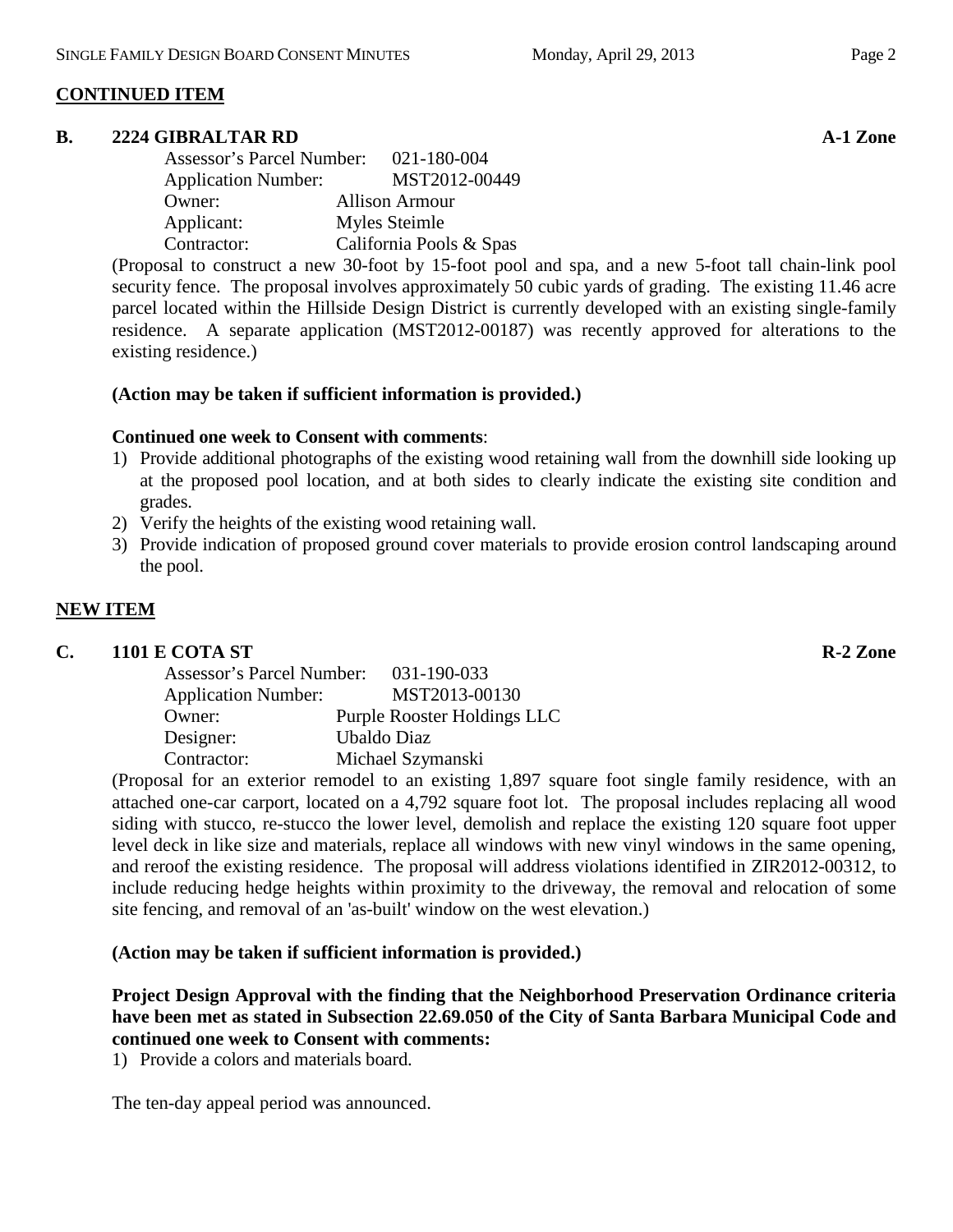## CONTINUED ITEM

### B. 2224 GIBRALTAR RD — A-1 Zone

Assessor's Parcel Number: 021-180-004
Application Number: MST2012-00449
Owner: Allison Armour
Applicant: Myles Steimle
Contractor: California Pools & Spas

(Proposal to construct a new 30-foot by 15-foot pool and spa, and a new 5-foot tall chain-link pool security fence. The proposal involves approximately 50 cubic yards of grading. The existing 11.46 acre parcel located within the Hillside Design District is currently developed with an existing single-family residence. A separate application (MST2012-00187) was recently approved for alterations to the existing residence.)

**(Action may be taken if sufficient information is provided.)**

**Continued one week to Consent with comments**:

1) Provide additional photographs of the existing wood retaining wall from the downhill side looking up at the proposed pool location, and at both sides to clearly indicate the existing site condition and grades.
2) Verify the heights of the existing wood retaining wall.
3) Provide indication of proposed ground cover materials to provide erosion control landscaping around the pool.

## NEW ITEM

### C. 1101 E COTA ST — R-2 Zone

Assessor's Parcel Number: 031-190-033
Application Number: MST2013-00130
Owner: Purple Rooster Holdings LLC
Designer: Ubaldo Diaz
Contractor: Michael Szymanski

(Proposal for an exterior remodel to an existing 1,897 square foot single family residence, with an attached one-car carport, located on a 4,792 square foot lot. The proposal includes replacing all wood siding with stucco, re-stucco the lower level, demolish and replace the existing 120 square foot upper level deck in like size and materials, replace all windows with new vinyl windows in the same opening, and reroof the existing residence. The proposal will address violations identified in ZIR2012-00312, to include reducing hedge heights within proximity to the driveway, the removal and relocation of some site fencing, and removal of an 'as-built' window on the west elevation.)

**(Action may be taken if sufficient information is provided.)**

**Project Design Approval with the finding that the Neighborhood Preservation Ordinance criteria have been met as stated in Subsection 22.69.050 of the City of Santa Barbara Municipal Code and continued one week to Consent with comments:**

1) Provide a colors and materials board.

The ten-day appeal period was announced.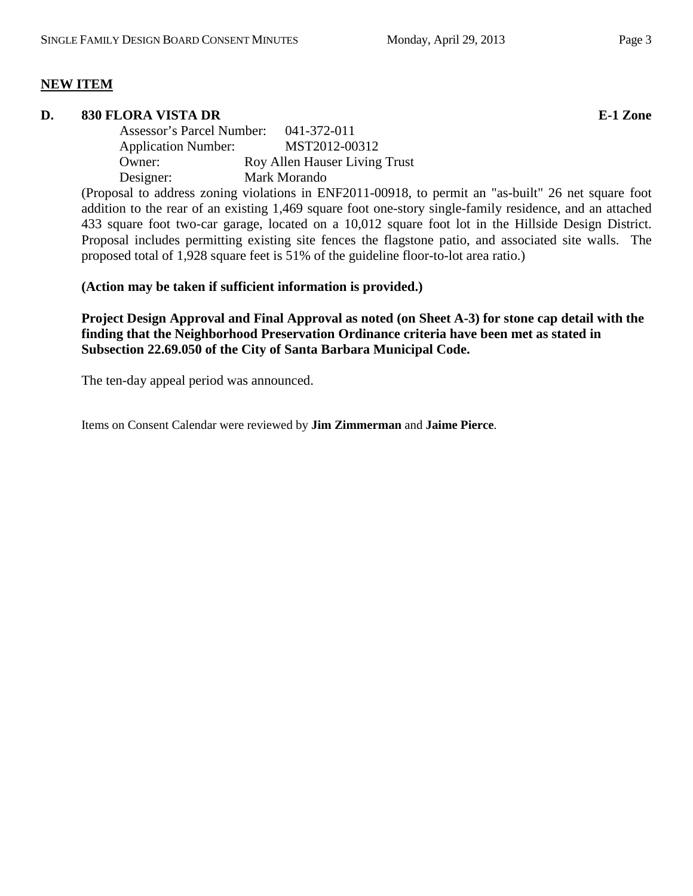**NEW ITEM**

**D. 830 FLORA VISTA DR** **E-1 Zone**

Assessor's Parcel Number: 041-372-011
Application Number: MST2012-00312
Owner: Roy Allen Hauser Living Trust
Designer: Mark Morando

(Proposal to address zoning violations in ENF2011-00918, to permit an "as-built" 26 net square foot addition to the rear of an existing 1,469 square foot one-story single-family residence, and an attached 433 square foot two-car garage, located on a 10,012 square foot lot in the Hillside Design District. Proposal includes permitting existing site fences the flagstone patio, and associated site walls. The proposed total of 1,928 square feet is 51% of the guideline floor-to-lot area ratio.)

**(Action may be taken if sufficient information is provided.)**

**Project Design Approval and Final Approval as noted (on Sheet A-3) for stone cap detail with the finding that the Neighborhood Preservation Ordinance criteria have been met as stated in Subsection 22.69.050 of the City of Santa Barbara Municipal Code.**

The ten-day appeal period was announced.

Items on Consent Calendar were reviewed by **Jim Zimmerman** and **Jaime Pierce**.